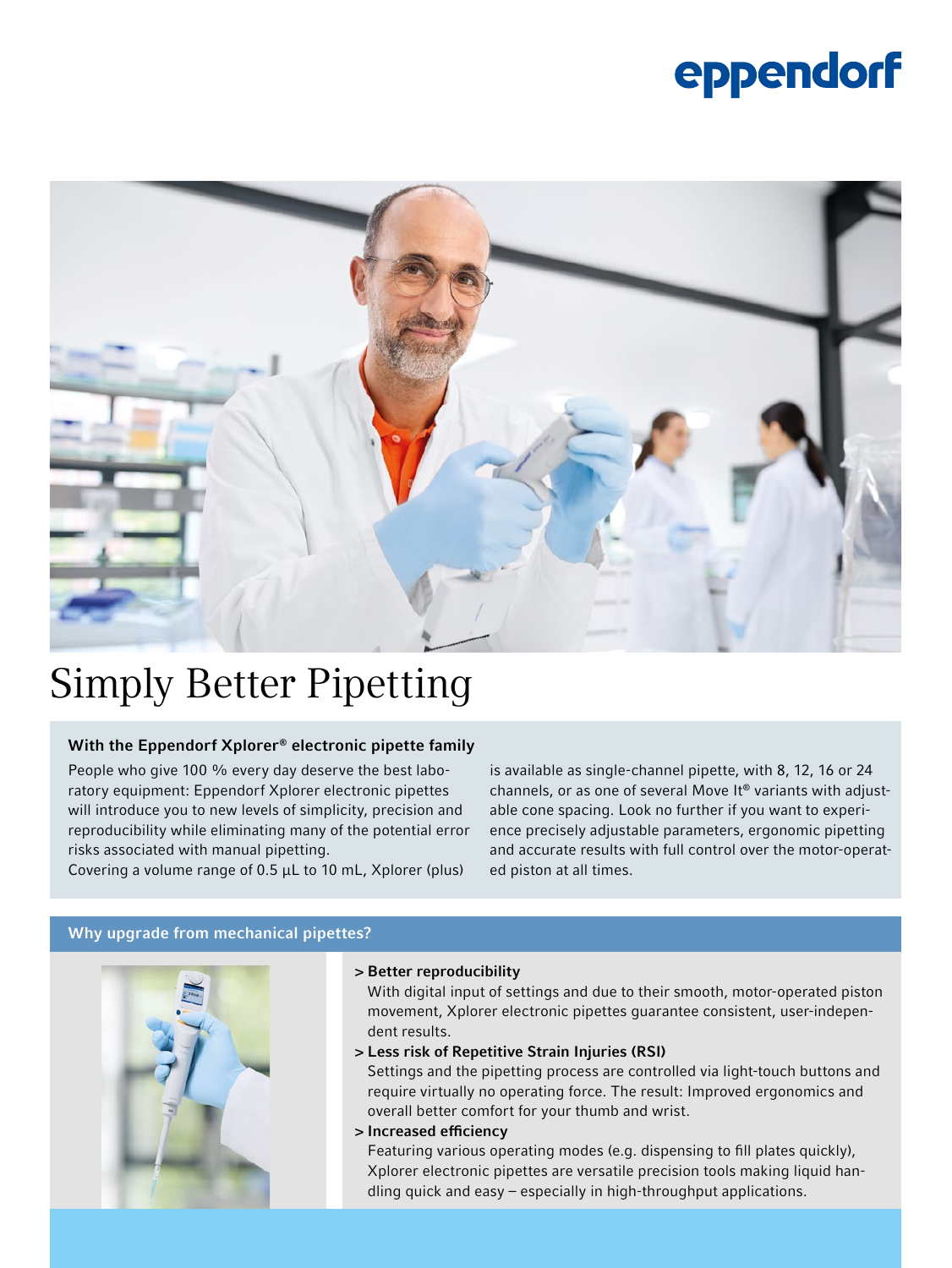eppendorf

# Simply Better Pipetting

### With the Eppendorf Xplorer® electronic pipette family

People who give 100 % every day deserve the best laboratory equipment: Eppendorf Xplorer electronic pipettes will introduce you to new levels of simplicity, precision and reproducibility while eliminating many of the potential error risks associated with manual pipetting.
Covering a volume range of 0.5 µL to 10 mL, Xplorer (plus) is available as single-channel pipette, with 8, 12, 16 or 24 channels, or as one of several Move It® variants with adjustable cone spacing. Look no further if you want to experience precisely adjustable parameters, ergonomic pipetting and accurate results with full control over the motor-operated piston at all times.

## Why upgrade from mechanical pipettes?

> **Better reproducibility**
> With digital input of settings and due to their smooth, motor-operated piston movement, Xplorer electronic pipettes guarantee consistent, user-independent results.

> **Less risk of Repetitive Strain Injuries (RSI)**
> Settings and the pipetting process are controlled via light-touch buttons and require virtually no operating force. The result: Improved ergonomics and overall better comfort for your thumb and wrist.

> **Increased efficiency**
> Featuring various operating modes (e.g. dispensing to fill plates quickly), Xplorer electronic pipettes are versatile precision tools making liquid handling quick and easy – especially in high-throughput applications.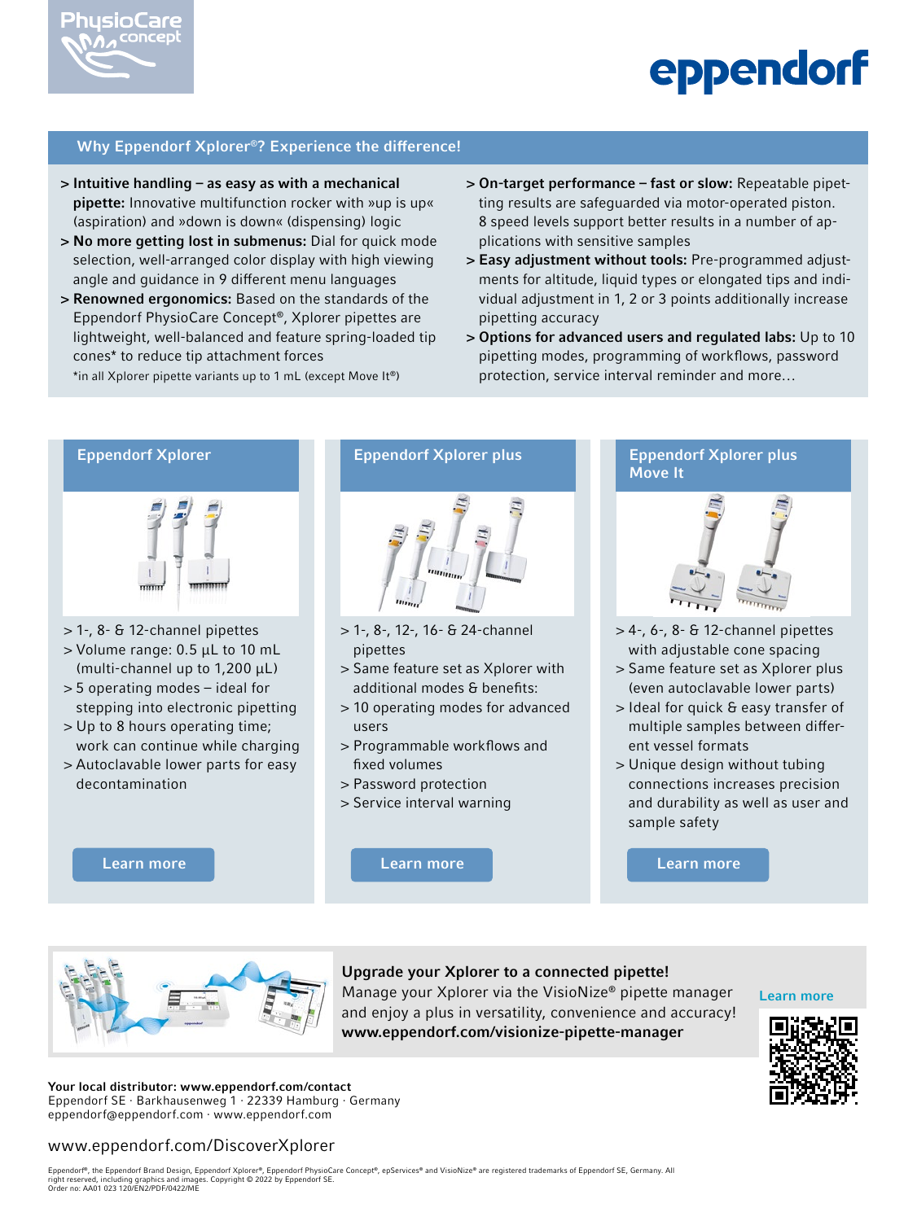## Why Eppendorf Xplorer®? Experience the difference!

- **Intuitive handling – as easy as with a mechanical pipette:** Innovative multifunction rocker with »up is up« (aspiration) and »down is down« (dispensing) logic
- **No more getting lost in submenus:** Dial for quick mode selection, well-arranged color display with high viewing angle and guidance in 9 different menu languages
- **Renowned ergonomics:** Based on the standards of the Eppendorf PhysioCare Concept®, Xplorer pipettes are lightweight, well-balanced and feature spring-loaded tip cones* to reduce tip attachment forces

  *in all Xplorer pipette variants up to 1 mL (except Move It®)
- **On-target performance – fast or slow:** Repeatable pipetting results are safeguarded via motor-operated piston. 8 speed levels support better results in a number of applications with sensitive samples
- **Easy adjustment without tools:** Pre-programmed adjustments for altitude, liquid types or elongated tips and individual adjustment in 1, 2 or 3 points additionally increase pipetting accuracy
- **Options for advanced users and regulated labs:** Up to 10 pipetting modes, programming of workflows, password protection, service interval reminder and more…

### Eppendorf Xplorer

- 1-, 8- & 12-channel pipettes
- Volume range: 0.5 µL to 10 mL (multi-channel up to 1,200 µL)
- 5 operating modes – ideal for stepping into electronic pipetting
- Up to 8 hours operating time; work can continue while charging
- Autoclavable lower parts for easy decontamination

Learn more

### Eppendorf Xplorer plus

- 1-, 8-, 12-, 16- & 24-channel pipettes
- Same feature set as Xplorer with additional modes & benefits:
- 10 operating modes for advanced users
- Programmable workflows and fixed volumes
- Password protection
- Service interval warning

Learn more

### Eppendorf Xplorer plus Move It

- 4-, 6-, 8- & 12-channel pipettes with adjustable cone spacing
- Same feature set as Xplorer plus (even autoclavable lower parts)
- Ideal for quick & easy transfer of multiple samples between different vessel formats
- Unique design without tubing connections increases precision and durability as well as user and sample safety

Learn more

**Upgrade your Xplorer to a connected pipette!**
Manage your Xplorer via the VisioNize® pipette manager and enjoy a plus in versatility, convenience and accuracy!
**www.eppendorf.com/visionize-pipette-manager**

Learn more

**Your local distributor: www.eppendorf.com/contact**
Eppendorf SE · Barkhausenweg 1 · 22339 Hamburg · Germany
eppendorf@eppendorf.com · www.eppendorf.com

www.eppendorf.com/DiscoverXplorer

Eppendorf®, the Eppendorf Brand Design, Eppendorf Xplorer®, Eppendorf PhysioCare Concept®, epServices® and VisioNize® are registered trademarks of Eppendorf SE, Germany. All right reserved, including graphics and images. Copyright © 2022 by Eppendorf SE.
Order no: AA01 023 120/EN2/PDF/0422/ME